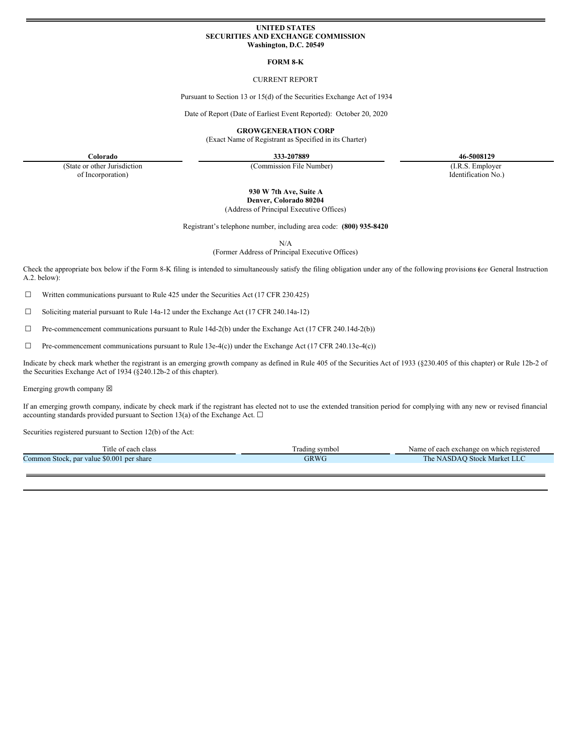**UNITED STATES**
**SECURITIES AND EXCHANGE COMMISSION**
**Washington, D.C. 20549**

**FORM 8-K**

CURRENT REPORT

Pursuant to Section 13 or 15(d) of the Securities Exchange Act of 1934

Date of Report (Date of Earliest Event Reported): October 20, 2020

**GROWGENERATION CORP**
(Exact Name of Registrant as Specified in its Charter)

| **Colorado** | **333-207889** | **46-5008129** |
| --- | --- | --- |
| (State or other Jurisdiction of Incorporation) | (Commission File Number) | (I.R.S. Employer Identification No.) |

**930 W 7th Ave, Suite A**
**Denver, Colorado 80204**
(Address of Principal Executive Offices)

Registrant's telephone number, including area code: **(800) 935-8420**

N/A
(Former Address of Principal Executive Offices)

Check the appropriate box below if the Form 8-K filing is intended to simultaneously satisfy the filing obligation under any of the following provisions (*see* General Instruction A.2. below):

☐ Written communications pursuant to Rule 425 under the Securities Act (17 CFR 230.425)

☐ Soliciting material pursuant to Rule 14a-12 under the Exchange Act (17 CFR 240.14a-12)

☐ Pre-commencement communications pursuant to Rule 14d-2(b) under the Exchange Act (17 CFR 240.14d-2(b))

☐ Pre-commencement communications pursuant to Rule 13e-4(c)) under the Exchange Act (17 CFR 240.13e-4(c))

Indicate by check mark whether the registrant is an emerging growth company as defined in Rule 405 of the Securities Act of 1933 (§230.405 of this chapter) or Rule 12b-2 of the Securities Exchange Act of 1934 (§240.12b-2 of this chapter).

Emerging growth company ☒

If an emerging growth company, indicate by check mark if the registrant has elected not to use the extended transition period for complying with any new or revised financial accounting standards provided pursuant to Section 13(a) of the Exchange Act. ☐

Securities registered pursuant to Section 12(b) of the Act:

| Title of each class | Trading symbol | Name of each exchange on which registered |
| --- | --- | --- |
| Common Stock, par value $0.001 per share | GRWG | The NASDAQ Stock Market LLC |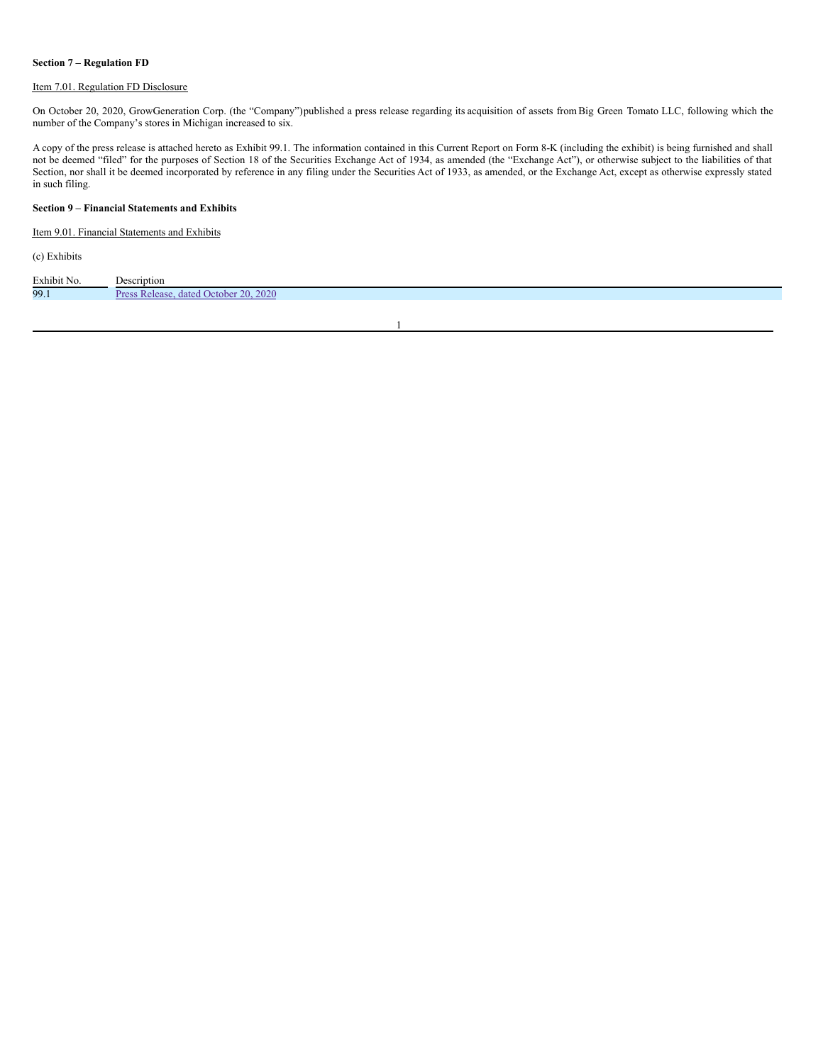**Section 7 – Regulation FD**

Item 7.01. Regulation FD Disclosure

On October 20, 2020, GrowGeneration Corp. (the "Company") published a press release regarding its acquisition of assets from Big Green Tomato LLC, following which the number of the Company's stores in Michigan increased to six.

A copy of the press release is attached hereto as Exhibit 99.1. The information contained in this Current Report on Form 8-K (including the exhibit) is being furnished and shall not be deemed "filed" for the purposes of Section 18 of the Securities Exchange Act of 1934, as amended (the "Exchange Act"), or otherwise subject to the liabilities of that Section, nor shall it be deemed incorporated by reference in any filing under the Securities Act of 1933, as amended, or the Exchange Act, except as otherwise expressly stated in such filing.

**Section 9 – Financial Statements and Exhibits**

Item 9.01. Financial Statements and Exhibits

(c) Exhibits

| Exhibit No. | Description |
|---|---|
| 99.1 | Press Release, dated October 20, 2020 |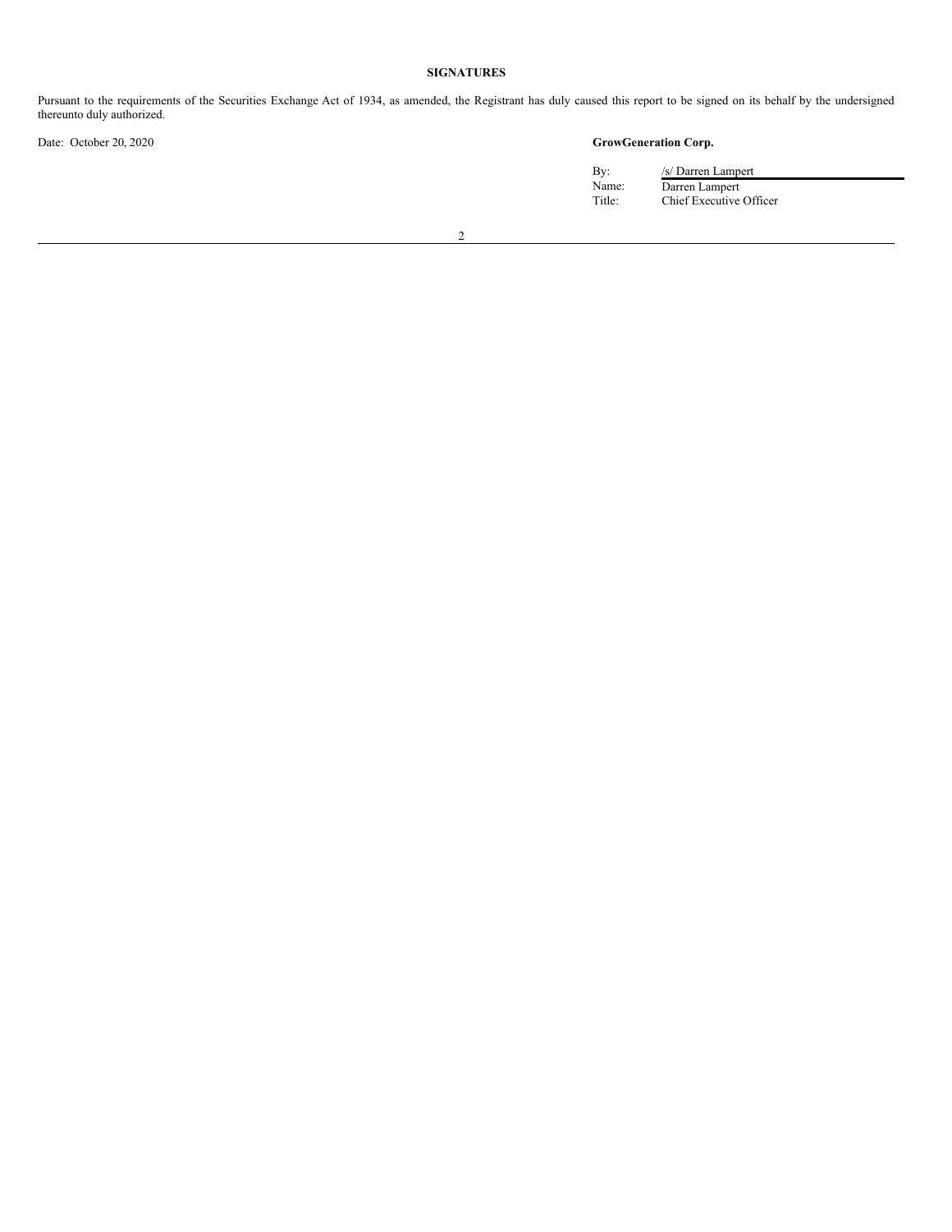**SIGNATURES**

Pursuant to the requirements of the Securities Exchange Act of 1934, as amended, the Registrant has duly caused this report to be signed on its behalf by the undersigned thereunto duly authorized.

Date: October 20, 2020

**GrowGeneration Corp.**

| | |
|---|---|
| By: | /s/ Darren Lampert |
| Name: | Darren Lampert |
| Title: | Chief Executive Officer |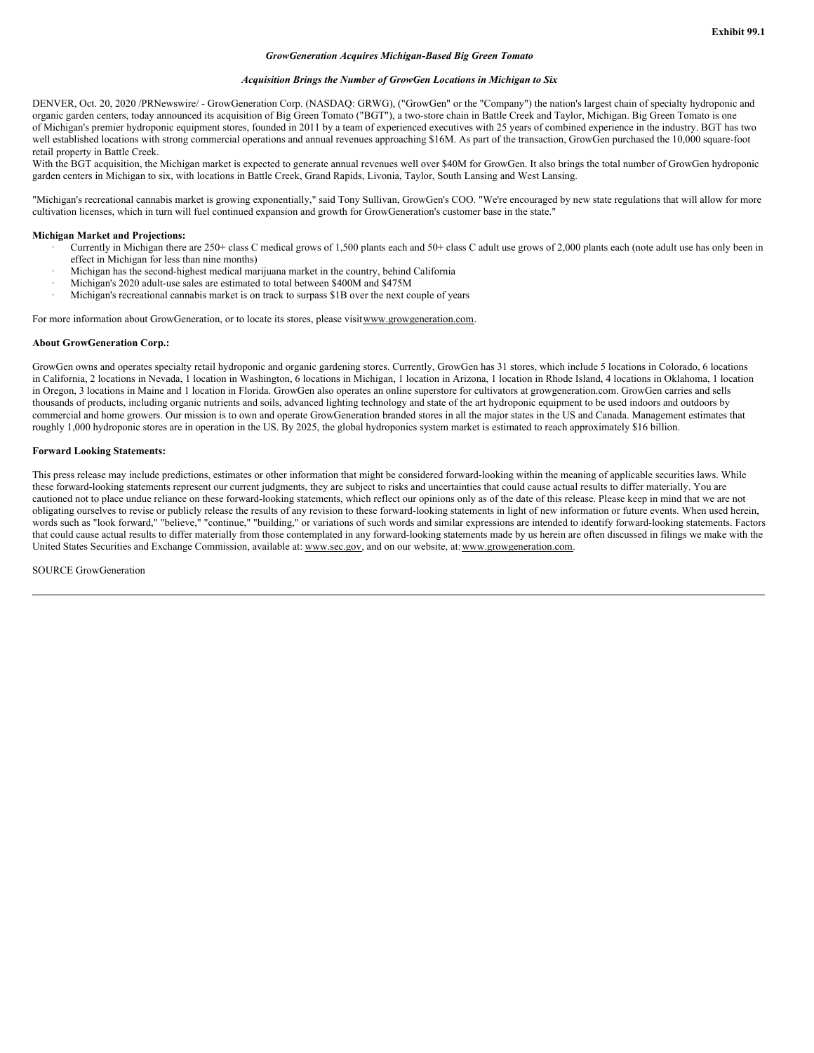**Exhibit 99.1**

***GrowGeneration Acquires Michigan-Based Big Green Tomato***

***Acquisition Brings the Number of GrowGen Locations in Michigan to Six***

DENVER, Oct. 20, 2020 /PRNewswire/ - GrowGeneration Corp. (NASDAQ: GRWG), ("GrowGen" or the "Company") the nation's largest chain of specialty hydroponic and organic garden centers, today announced its acquisition of Big Green Tomato ("BGT"), a two-store chain in Battle Creek and Taylor, Michigan. Big Green Tomato is one of Michigan's premier hydroponic equipment stores, founded in 2011 by a team of experienced executives with 25 years of combined experience in the industry. BGT has two well established locations with strong commercial operations and annual revenues approaching $16M. As part of the transaction, GrowGen purchased the 10,000 square-foot retail property in Battle Creek.

With the BGT acquisition, the Michigan market is expected to generate annual revenues well over $40M for GrowGen. It also brings the total number of GrowGen hydroponic garden centers in Michigan to six, with locations in Battle Creek, Grand Rapids, Livonia, Taylor, South Lansing and West Lansing.

"Michigan's recreational cannabis market is growing exponentially," said Tony Sullivan, GrowGen's COO. "We're encouraged by new state regulations that will allow for more cultivation licenses, which in turn will fuel continued expansion and growth for GrowGeneration's customer base in the state."

**Michigan Market and Projections:**

- Currently in Michigan there are 250+ class C medical grows of 1,500 plants each and 50+ class C adult use grows of 2,000 plants each (note adult use has only been in effect in Michigan for less than nine months)
- Michigan has the second-highest medical marijuana market in the country, behind California
- Michigan's 2020 adult-use sales are estimated to total between $400M and $475M
- Michigan's recreational cannabis market is on track to surpass $1B over the next couple of years

For more information about GrowGeneration, or to locate its stores, please visit www.growgeneration.com.

**About GrowGeneration Corp.:**

GrowGen owns and operates specialty retail hydroponic and organic gardening stores. Currently, GrowGen has 31 stores, which include 5 locations in Colorado, 6 locations in California, 2 locations in Nevada, 1 location in Washington, 6 locations in Michigan, 1 location in Arizona, 1 location in Rhode Island, 4 locations in Oklahoma, 1 location in Oregon, 3 locations in Maine and 1 location in Florida. GrowGen also operates an online superstore for cultivators at growgeneration.com. GrowGen carries and sells thousands of products, including organic nutrients and soils, advanced lighting technology and state of the art hydroponic equipment to be used indoors and outdoors by commercial and home growers. Our mission is to own and operate GrowGeneration branded stores in all the major states in the US and Canada. Management estimates that roughly 1,000 hydroponic stores are in operation in the US. By 2025, the global hydroponics system market is estimated to reach approximately $16 billion.

**Forward Looking Statements:**

This press release may include predictions, estimates or other information that might be considered forward-looking within the meaning of applicable securities laws. While these forward-looking statements represent our current judgments, they are subject to risks and uncertainties that could cause actual results to differ materially. You are cautioned not to place undue reliance on these forward-looking statements, which reflect our opinions only as of the date of this release. Please keep in mind that we are not obligating ourselves to revise or publicly release the results of any revision to these forward-looking statements in light of new information or future events. When used herein, words such as "look forward," "believe," "continue," "building," or variations of such words and similar expressions are intended to identify forward-looking statements. Factors that could cause actual results to differ materially from those contemplated in any forward-looking statements made by us herein are often discussed in filings we make with the United States Securities and Exchange Commission, available at: www.sec.gov, and on our website, at: www.growgeneration.com.

SOURCE GrowGeneration